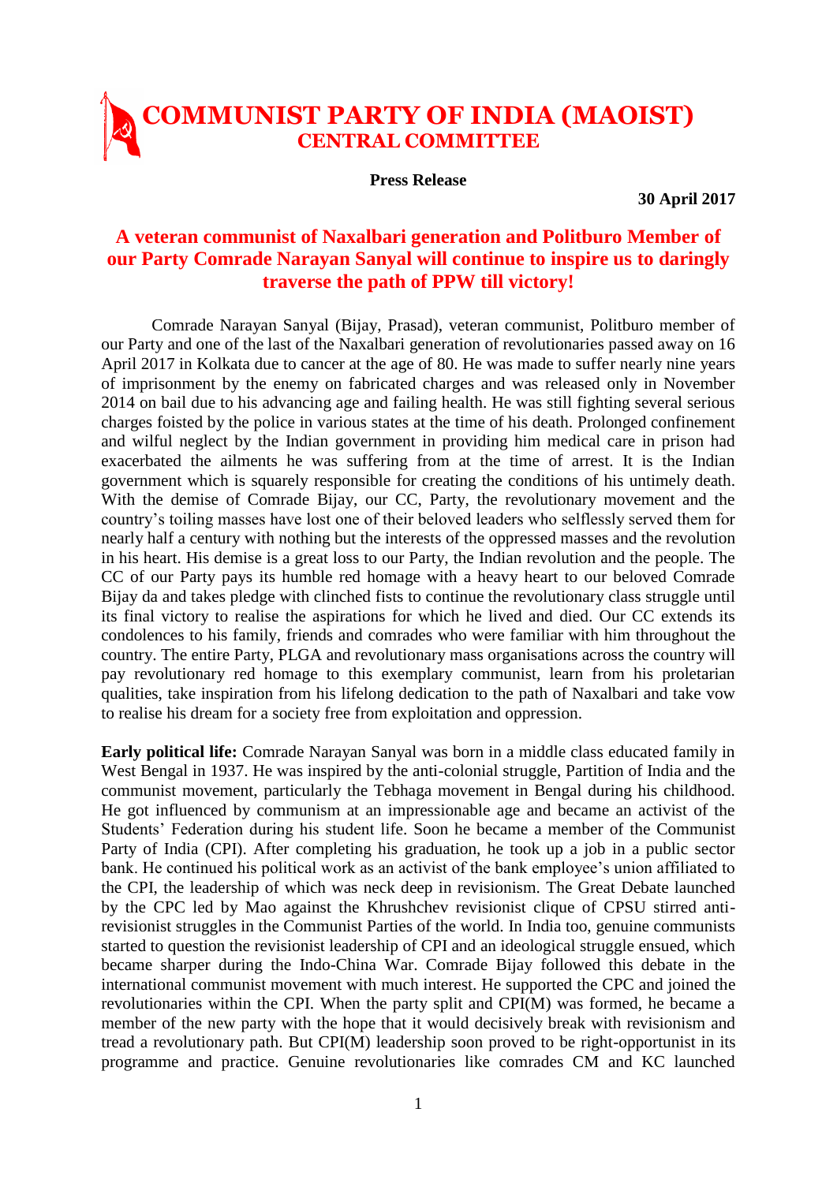# COMMUNIST PARTY OF INDIA (MAOIST)
## CENTRAL COMMITTEE

**Press Release**

**30 April 2017**

## A veteran communist of Naxalbari generation and Politburo Member of our Party Comrade Narayan Sanyal will continue to inspire us to daringly traverse the path of PPW till victory!

Comrade Narayan Sanyal (Bijay, Prasad), veteran communist, Politburo member of our Party and one of the last of the Naxalbari generation of revolutionaries passed away on 16 April 2017 in Kolkata due to cancer at the age of 80. He was made to suffer nearly nine years of imprisonment by the enemy on fabricated charges and was released only in November 2014 on bail due to his advancing age and failing health. He was still fighting several serious charges foisted by the police in various states at the time of his death. Prolonged confinement and wilful neglect by the Indian government in providing him medical care in prison had exacerbated the ailments he was suffering from at the time of arrest. It is the Indian government which is squarely responsible for creating the conditions of his untimely death. With the demise of Comrade Bijay, our CC, Party, the revolutionary movement and the country's toiling masses have lost one of their beloved leaders who selflessly served them for nearly half a century with nothing but the interests of the oppressed masses and the revolution in his heart. His demise is a great loss to our Party, the Indian revolution and the people. The CC of our Party pays its humble red homage with a heavy heart to our beloved Comrade Bijay da and takes pledge with clinched fists to continue the revolutionary class struggle until its final victory to realise the aspirations for which he lived and died. Our CC extends its condolences to his family, friends and comrades who were familiar with him throughout the country. The entire Party, PLGA and revolutionary mass organisations across the country will pay revolutionary red homage to this exemplary communist, learn from his proletarian qualities, take inspiration from his lifelong dedication to the path of Naxalbari and take vow to realise his dream for a society free from exploitation and oppression.

**Early political life:** Comrade Narayan Sanyal was born in a middle class educated family in West Bengal in 1937. He was inspired by the anti-colonial struggle, Partition of India and the communist movement, particularly the Tebhaga movement in Bengal during his childhood. He got influenced by communism at an impressionable age and became an activist of the Students' Federation during his student life. Soon he became a member of the Communist Party of India (CPI). After completing his graduation, he took up a job in a public sector bank. He continued his political work as an activist of the bank employee's union affiliated to the CPI, the leadership of which was neck deep in revisionism. The Great Debate launched by the CPC led by Mao against the Khrushchev revisionist clique of CPSU stirred anti-revisionist struggles in the Communist Parties of the world. In India too, genuine communists started to question the revisionist leadership of CPI and an ideological struggle ensued, which became sharper during the Indo-China War. Comrade Bijay followed this debate in the international communist movement with much interest. He supported the CPC and joined the revolutionaries within the CPI. When the party split and CPI(M) was formed, he became a member of the new party with the hope that it would decisively break with revisionism and tread a revolutionary path. But CPI(M) leadership soon proved to be right-opportunist in its programme and practice. Genuine revolutionaries like comrades CM and KC launched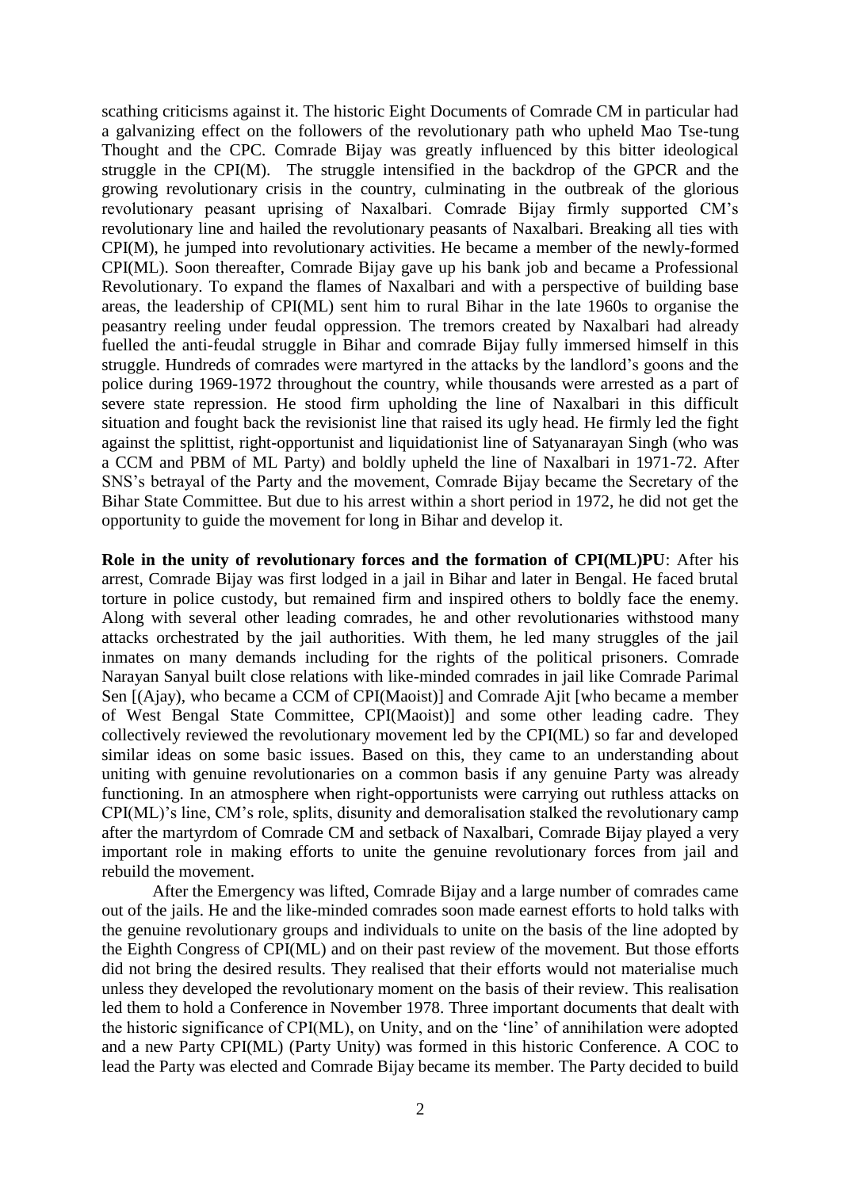scathing criticisms against it. The historic Eight Documents of Comrade CM in particular had a galvanizing effect on the followers of the revolutionary path who upheld Mao Tse-tung Thought and the CPC. Comrade Bijay was greatly influenced by this bitter ideological struggle in the CPI(M). The struggle intensified in the backdrop of the GPCR and the growing revolutionary crisis in the country, culminating in the outbreak of the glorious revolutionary peasant uprising of Naxalbari. Comrade Bijay firmly supported CM's revolutionary line and hailed the revolutionary peasants of Naxalbari. Breaking all ties with CPI(M), he jumped into revolutionary activities. He became a member of the newly-formed CPI(ML). Soon thereafter, Comrade Bijay gave up his bank job and became a Professional Revolutionary. To expand the flames of Naxalbari and with a perspective of building base areas, the leadership of CPI(ML) sent him to rural Bihar in the late 1960s to organise the peasantry reeling under feudal oppression. The tremors created by Naxalbari had already fuelled the anti-feudal struggle in Bihar and comrade Bijay fully immersed himself in this struggle. Hundreds of comrades were martyred in the attacks by the landlord's goons and the police during 1969-1972 throughout the country, while thousands were arrested as a part of severe state repression. He stood firm upholding the line of Naxalbari in this difficult situation and fought back the revisionist line that raised its ugly head. He firmly led the fight against the splittist, right-opportunist and liquidationist line of Satyanarayan Singh (who was a CCM and PBM of ML Party) and boldly upheld the line of Naxalbari in 1971-72. After SNS's betrayal of the Party and the movement, Comrade Bijay became the Secretary of the Bihar State Committee. But due to his arrest within a short period in 1972, he did not get the opportunity to guide the movement for long in Bihar and develop it.

**Role in the unity of revolutionary forces and the formation of CPI(ML)PU**: After his arrest, Comrade Bijay was first lodged in a jail in Bihar and later in Bengal. He faced brutal torture in police custody, but remained firm and inspired others to boldly face the enemy. Along with several other leading comrades, he and other revolutionaries withstood many attacks orchestrated by the jail authorities. With them, he led many struggles of the jail inmates on many demands including for the rights of the political prisoners. Comrade Narayan Sanyal built close relations with like-minded comrades in jail like Comrade Parimal Sen [(Ajay), who became a CCM of CPI(Maoist)] and Comrade Ajit [who became a member of West Bengal State Committee, CPI(Maoist)] and some other leading cadre. They collectively reviewed the revolutionary movement led by the CPI(ML) so far and developed similar ideas on some basic issues. Based on this, they came to an understanding about uniting with genuine revolutionaries on a common basis if any genuine Party was already functioning. In an atmosphere when right-opportunists were carrying out ruthless attacks on CPI(ML)'s line, CM's role, splits, disunity and demoralisation stalked the revolutionary camp after the martyrdom of Comrade CM and setback of Naxalbari, Comrade Bijay played a very important role in making efforts to unite the genuine revolutionary forces from jail and rebuild the movement.

After the Emergency was lifted, Comrade Bijay and a large number of comrades came out of the jails. He and the like-minded comrades soon made earnest efforts to hold talks with the genuine revolutionary groups and individuals to unite on the basis of the line adopted by the Eighth Congress of CPI(ML) and on their past review of the movement. But those efforts did not bring the desired results. They realised that their efforts would not materialise much unless they developed the revolutionary moment on the basis of their review. This realisation led them to hold a Conference in November 1978. Three important documents that dealt with the historic significance of CPI(ML), on Unity, and on the 'line' of annihilation were adopted and a new Party CPI(ML) (Party Unity) was formed in this historic Conference. A COC to lead the Party was elected and Comrade Bijay became its member. The Party decided to build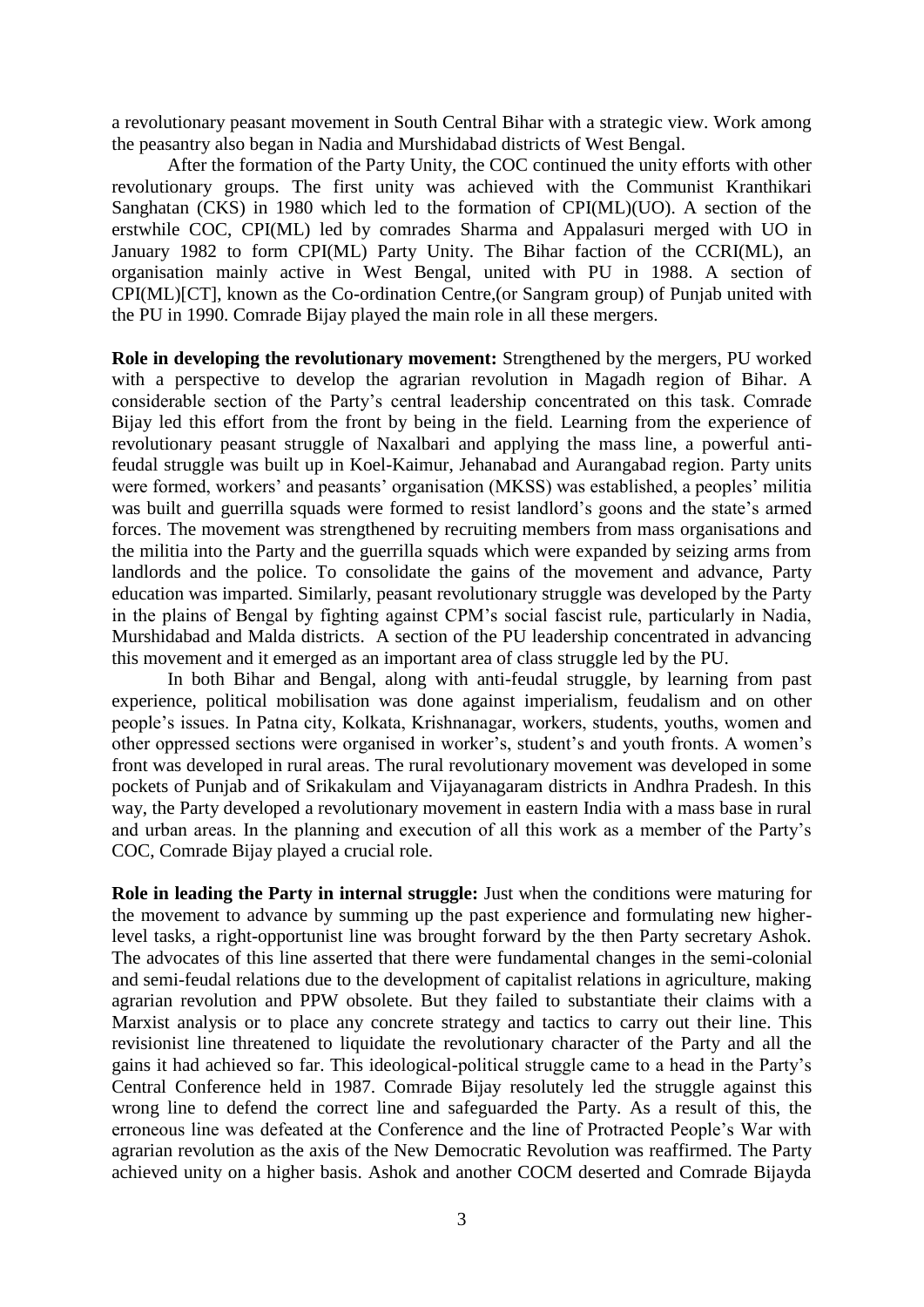a revolutionary peasant movement in South Central Bihar with a strategic view. Work among the peasantry also began in Nadia and Murshidabad districts of West Bengal.

After the formation of the Party Unity, the COC continued the unity efforts with other revolutionary groups. The first unity was achieved with the Communist Kranthikari Sanghatan (CKS) in 1980 which led to the formation of CPI(ML)(UO). A section of the erstwhile COC, CPI(ML) led by comrades Sharma and Appalasuri merged with UO in January 1982 to form CPI(ML) Party Unity. The Bihar faction of the CCRI(ML), an organisation mainly active in West Bengal, united with PU in 1988. A section of CPI(ML)[CT], known as the Co-ordination Centre,(or Sangram group) of Punjab united with the PU in 1990. Comrade Bijay played the main role in all these mergers.

**Role in developing the revolutionary movement:** Strengthened by the mergers, PU worked with a perspective to develop the agrarian revolution in Magadh region of Bihar. A considerable section of the Party's central leadership concentrated on this task. Comrade Bijay led this effort from the front by being in the field. Learning from the experience of revolutionary peasant struggle of Naxalbari and applying the mass line, a powerful anti-feudal struggle was built up in Koel-Kaimur, Jehanabad and Aurangabad region. Party units were formed, workers' and peasants' organisation (MKSS) was established, a peoples' militia was built and guerrilla squads were formed to resist landlord's goons and the state's armed forces. The movement was strengthened by recruiting members from mass organisations and the militia into the Party and the guerrilla squads which were expanded by seizing arms from landlords and the police. To consolidate the gains of the movement and advance, Party education was imparted. Similarly, peasant revolutionary struggle was developed by the Party in the plains of Bengal by fighting against CPM's social fascist rule, particularly in Nadia, Murshidabad and Malda districts. A section of the PU leadership concentrated in advancing this movement and it emerged as an important area of class struggle led by the PU.

In both Bihar and Bengal, along with anti-feudal struggle, by learning from past experience, political mobilisation was done against imperialism, feudalism and on other people's issues. In Patna city, Kolkata, Krishnanagar, workers, students, youths, women and other oppressed sections were organised in worker's, student's and youth fronts. A women's front was developed in rural areas. The rural revolutionary movement was developed in some pockets of Punjab and of Srikakulam and Vijayanagaram districts in Andhra Pradesh. In this way, the Party developed a revolutionary movement in eastern India with a mass base in rural and urban areas. In the planning and execution of all this work as a member of the Party's COC, Comrade Bijay played a crucial role.

**Role in leading the Party in internal struggle:** Just when the conditions were maturing for the movement to advance by summing up the past experience and formulating new higher-level tasks, a right-opportunist line was brought forward by the then Party secretary Ashok. The advocates of this line asserted that there were fundamental changes in the semi-colonial and semi-feudal relations due to the development of capitalist relations in agriculture, making agrarian revolution and PPW obsolete. But they failed to substantiate their claims with a Marxist analysis or to place any concrete strategy and tactics to carry out their line. This revisionist line threatened to liquidate the revolutionary character of the Party and all the gains it had achieved so far. This ideological-political struggle came to a head in the Party's Central Conference held in 1987. Comrade Bijay resolutely led the struggle against this wrong line to defend the correct line and safeguarded the Party. As a result of this, the erroneous line was defeated at the Conference and the line of Protracted People's War with agrarian revolution as the axis of the New Democratic Revolution was reaffirmed. The Party achieved unity on a higher basis. Ashok and another COCM deserted and Comrade Bijayda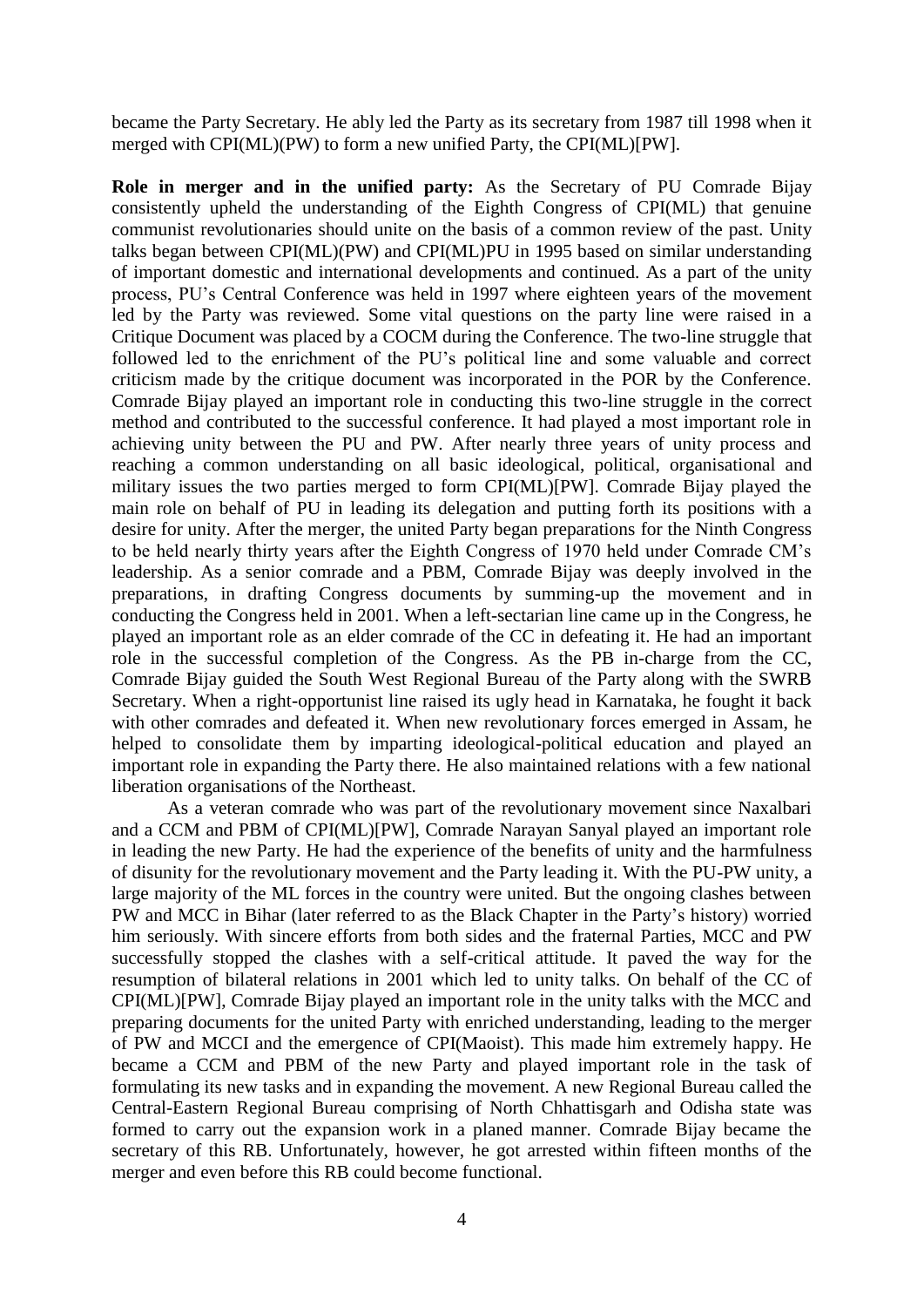became the Party Secretary. He ably led the Party as its secretary from 1987 till 1998 when it merged with CPI(ML)(PW) to form a new unified Party, the CPI(ML)[PW].

**Role in merger and in the unified party:** As the Secretary of PU Comrade Bijay consistently upheld the understanding of the Eighth Congress of CPI(ML) that genuine communist revolutionaries should unite on the basis of a common review of the past. Unity talks began between CPI(ML)(PW) and CPI(ML)PU in 1995 based on similar understanding of important domestic and international developments and continued. As a part of the unity process, PU's Central Conference was held in 1997 where eighteen years of the movement led by the Party was reviewed. Some vital questions on the party line were raised in a Critique Document was placed by a COCM during the Conference. The two-line struggle that followed led to the enrichment of the PU's political line and some valuable and correct criticism made by the critique document was incorporated in the POR by the Conference. Comrade Bijay played an important role in conducting this two-line struggle in the correct method and contributed to the successful conference. It had played a most important role in achieving unity between the PU and PW. After nearly three years of unity process and reaching a common understanding on all basic ideological, political, organisational and military issues the two parties merged to form CPI(ML)[PW]. Comrade Bijay played the main role on behalf of PU in leading its delegation and putting forth its positions with a desire for unity. After the merger, the united Party began preparations for the Ninth Congress to be held nearly thirty years after the Eighth Congress of 1970 held under Comrade CM's leadership. As a senior comrade and a PBM, Comrade Bijay was deeply involved in the preparations, in drafting Congress documents by summing-up the movement and in conducting the Congress held in 2001. When a left-sectarian line came up in the Congress, he played an important role as an elder comrade of the CC in defeating it. He had an important role in the successful completion of the Congress. As the PB in-charge from the CC, Comrade Bijay guided the South West Regional Bureau of the Party along with the SWRB Secretary. When a right-opportunist line raised its ugly head in Karnataka, he fought it back with other comrades and defeated it. When new revolutionary forces emerged in Assam, he helped to consolidate them by imparting ideological-political education and played an important role in expanding the Party there. He also maintained relations with a few national liberation organisations of the Northeast.

As a veteran comrade who was part of the revolutionary movement since Naxalbari and a CCM and PBM of CPI(ML)[PW], Comrade Narayan Sanyal played an important role in leading the new Party. He had the experience of the benefits of unity and the harmfulness of disunity for the revolutionary movement and the Party leading it. With the PU-PW unity, a large majority of the ML forces in the country were united. But the ongoing clashes between PW and MCC in Bihar (later referred to as the Black Chapter in the Party's history) worried him seriously. With sincere efforts from both sides and the fraternal Parties, MCC and PW successfully stopped the clashes with a self-critical attitude. It paved the way for the resumption of bilateral relations in 2001 which led to unity talks. On behalf of the CC of CPI(ML)[PW], Comrade Bijay played an important role in the unity talks with the MCC and preparing documents for the united Party with enriched understanding, leading to the merger of PW and MCCI and the emergence of CPI(Maoist). This made him extremely happy. He became a CCM and PBM of the new Party and played important role in the task of formulating its new tasks and in expanding the movement. A new Regional Bureau called the Central-Eastern Regional Bureau comprising of North Chhattisgarh and Odisha state was formed to carry out the expansion work in a planed manner. Comrade Bijay became the secretary of this RB. Unfortunately, however, he got arrested within fifteen months of the merger and even before this RB could become functional.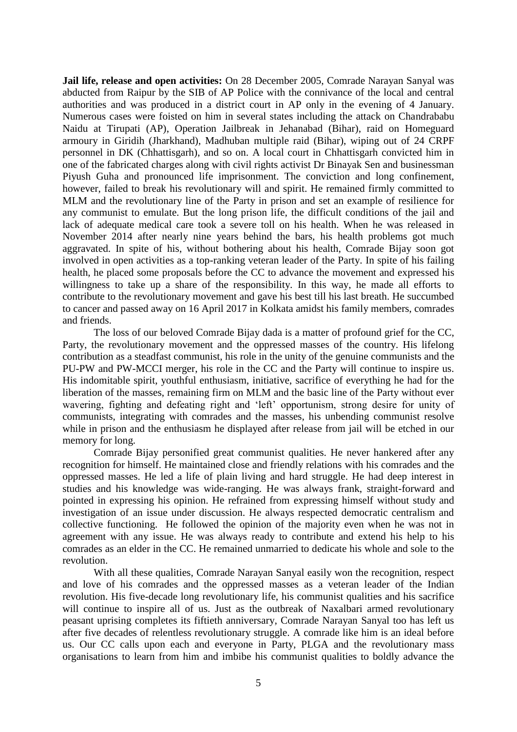**Jail life, release and open activities:** On 28 December 2005, Comrade Narayan Sanyal was abducted from Raipur by the SIB of AP Police with the connivance of the local and central authorities and was produced in a district court in AP only in the evening of 4 January. Numerous cases were foisted on him in several states including the attack on Chandrababu Naidu at Tirupati (AP), Operation Jailbreak in Jehanabad (Bihar), raid on Homeguard armoury in Giridih (Jharkhand), Madhuban multiple raid (Bihar), wiping out of 24 CRPF personnel in DK (Chhattisgarh), and so on. A local court in Chhattisgarh convicted him in one of the fabricated charges along with civil rights activist Dr Binayak Sen and businessman Piyush Guha and pronounced life imprisonment. The conviction and long confinement, however, failed to break his revolutionary will and spirit. He remained firmly committed to MLM and the revolutionary line of the Party in prison and set an example of resilience for any communist to emulate. But the long prison life, the difficult conditions of the jail and lack of adequate medical care took a severe toll on his health. When he was released in November 2014 after nearly nine years behind the bars, his health problems got much aggravated. In spite of his, without bothering about his health, Comrade Bijay soon got involved in open activities as a top-ranking veteran leader of the Party. In spite of his failing health, he placed some proposals before the CC to advance the movement and expressed his willingness to take up a share of the responsibility. In this way, he made all efforts to contribute to the revolutionary movement and gave his best till his last breath. He succumbed to cancer and passed away on 16 April 2017 in Kolkata amidst his family members, comrades and friends.

The loss of our beloved Comrade Bijay dada is a matter of profound grief for the CC, Party, the revolutionary movement and the oppressed masses of the country. His lifelong contribution as a steadfast communist, his role in the unity of the genuine communists and the PU-PW and PW-MCCI merger, his role in the CC and the Party will continue to inspire us. His indomitable spirit, youthful enthusiasm, initiative, sacrifice of everything he had for the liberation of the masses, remaining firm on MLM and the basic line of the Party without ever wavering, fighting and defeating right and 'left' opportunism, strong desire for unity of communists, integrating with comrades and the masses, his unbending communist resolve while in prison and the enthusiasm he displayed after release from jail will be etched in our memory for long.

Comrade Bijay personified great communist qualities. He never hankered after any recognition for himself. He maintained close and friendly relations with his comrades and the oppressed masses. He led a life of plain living and hard struggle. He had deep interest in studies and his knowledge was wide-ranging. He was always frank, straight-forward and pointed in expressing his opinion. He refrained from expressing himself without study and investigation of an issue under discussion. He always respected democratic centralism and collective functioning. He followed the opinion of the majority even when he was not in agreement with any issue. He was always ready to contribute and extend his help to his comrades as an elder in the CC. He remained unmarried to dedicate his whole and sole to the revolution.

With all these qualities, Comrade Narayan Sanyal easily won the recognition, respect and love of his comrades and the oppressed masses as a veteran leader of the Indian revolution. His five-decade long revolutionary life, his communist qualities and his sacrifice will continue to inspire all of us. Just as the outbreak of Naxalbari armed revolutionary peasant uprising completes its fiftieth anniversary, Comrade Narayan Sanyal too has left us after five decades of relentless revolutionary struggle. A comrade like him is an ideal before us. Our CC calls upon each and everyone in Party, PLGA and the revolutionary mass organisations to learn from him and imbibe his communist qualities to boldly advance the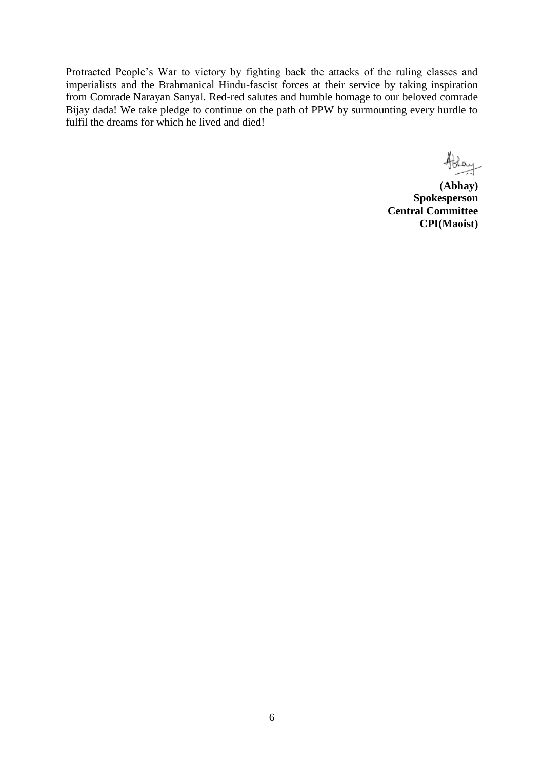Protracted People's War to victory by fighting back the attacks of the ruling classes and imperialists and the Brahmanical Hindu-fascist forces at their service by taking inspiration from Comrade Narayan Sanyal. Red-red salutes and humble homage to our beloved comrade Bijay dada! We take pledge to continue on the path of PPW by surmounting every hurdle to fulfil the dreams for which he lived and died!

Abhay

**(Abhay)**
**Spokesperson**
**Central Committee**
**CPI(Maoist)**